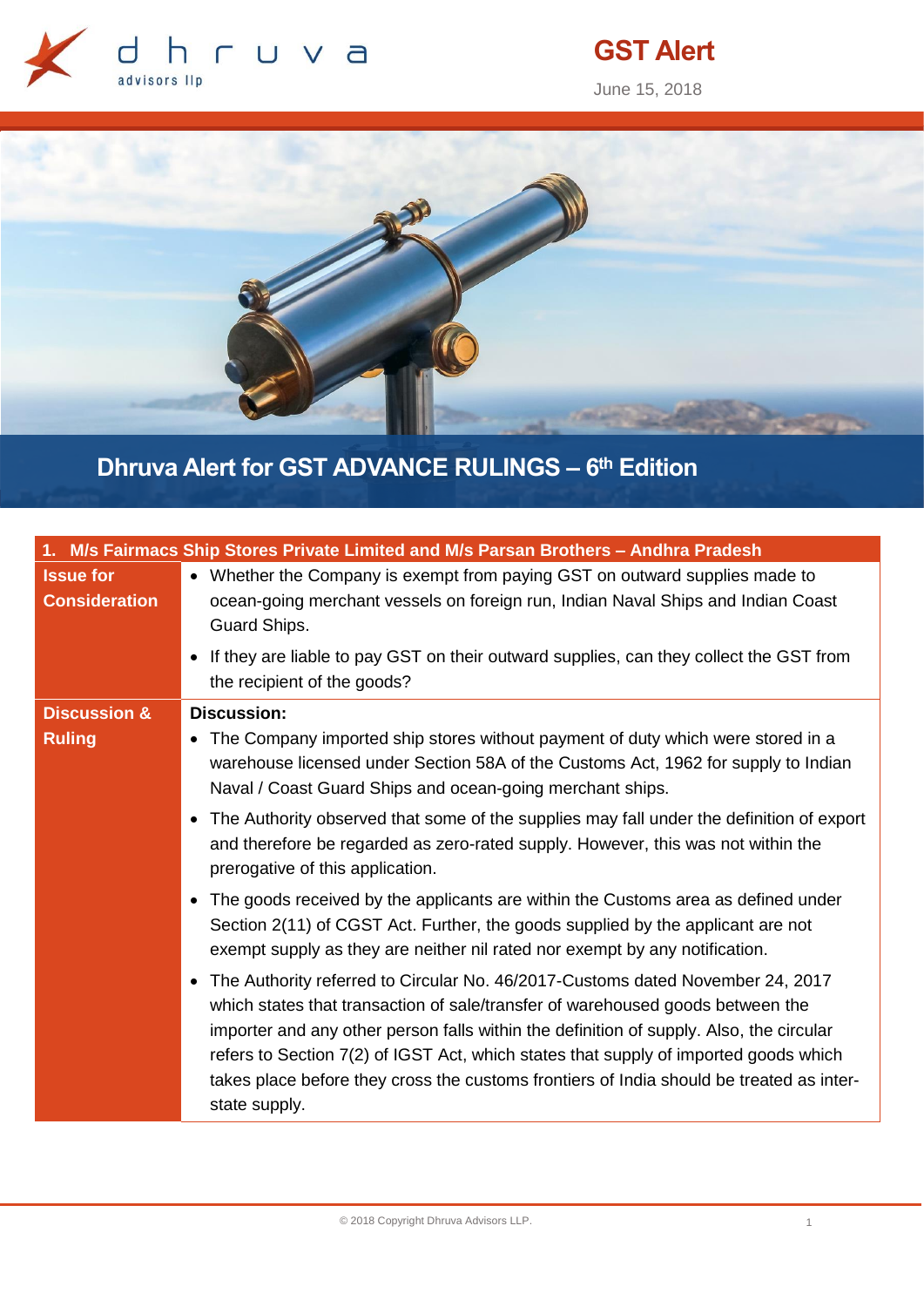# GST Alert

June 15, 2018

## Dhruva Alert for GST ADVANCE RULINGS – 6th Edition

| 1. M/s Fairmacs Ship Stores Private Limited and M/s Parsan Brothers – Andhra Pradesh | |
|---|---|
| **Issue for Consideration** | • Whether the Company is exempt from paying GST on outward supplies made to ocean-going merchant vessels on foreign run, Indian Naval Ships and Indian Coast Guard Ships.<br>• If they are liable to pay GST on their outward supplies, can they collect the GST from the recipient of the goods? |
| **Discussion & Ruling** | **Discussion:**<br>• The Company imported ship stores without payment of duty which were stored in a warehouse licensed under Section 58A of the Customs Act, 1962 for supply to Indian Naval / Coast Guard Ships and ocean-going merchant ships.<br>• The Authority observed that some of the supplies may fall under the definition of export and therefore be regarded as zero-rated supply. However, this was not within the prerogative of this application.<br>• The goods received by the applicants are within the Customs area as defined under Section 2(11) of CGST Act. Further, the goods supplied by the applicant are not exempt supply as they are neither nil rated nor exempt by any notification.<br>• The Authority referred to Circular No. 46/2017-Customs dated November 24, 2017 which states that transaction of sale/transfer of warehoused goods between the importer and any other person falls within the definition of supply. Also, the circular refers to Section 7(2) of IGST Act, which states that supply of imported goods which takes place before they cross the customs frontiers of India should be treated as inter-state supply. |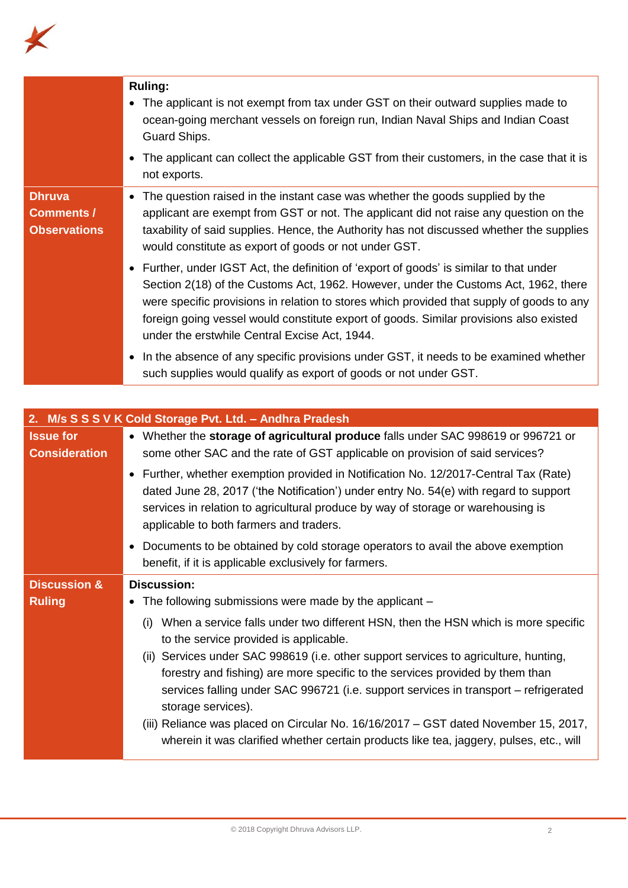| | |
|---|---|
| | **Ruling:**<br>• The applicant is not exempt from tax under GST on their outward supplies made to ocean-going merchant vessels on foreign run, Indian Naval Ships and Indian Coast Guard Ships.<br>• The applicant can collect the applicable GST from their customers, in the case that it is not exports. |
| **Dhruva Comments / Observations** | • The question raised in the instant case was whether the goods supplied by the applicant are exempt from GST or not. The applicant did not raise any question on the taxability of said supplies. Hence, the Authority has not discussed whether the supplies would constitute as export of goods or not under GST.<br>• Further, under IGST Act, the definition of 'export of goods' is similar to that under Section 2(18) of the Customs Act, 1962. However, under the Customs Act, 1962, there were specific provisions in relation to stores which provided that supply of goods to any foreign going vessel would constitute export of goods. Similar provisions also existed under the erstwhile Central Excise Act, 1944.<br>• In the absence of any specific provisions under GST, it needs to be examined whether such supplies would qualify as export of goods or not under GST. |

| **2. M/s S S S V K Cold Storage Pvt. Ltd. – Andhra Pradesh** | |
|---|---|
| **Issue for Consideration** | • Whether the **storage of agricultural produce** falls under SAC 998619 or 996721 or some other SAC and the rate of GST applicable on provision of said services?<br>• Further, whether exemption provided in Notification No. 12/2017-Central Tax (Rate) dated June 28, 2017 ('the Notification') under entry No. 54(e) with regard to support services in relation to agricultural produce by way of storage or warehousing is applicable to both farmers and traders.<br>• Documents to be obtained by cold storage operators to avail the above exemption benefit, if it is applicable exclusively for farmers. |
| **Discussion & Ruling** | **Discussion:**<br>• The following submissions were made by the applicant –<br>(i) When a service falls under two different HSN, then the HSN which is more specific to the service provided is applicable.<br>(ii) Services under SAC 998619 (i.e. other support services to agriculture, hunting, forestry and fishing) are more specific to the services provided by them than services falling under SAC 996721 (i.e. support services in transport – refrigerated storage services).<br>(iii) Reliance was placed on Circular No. 16/16/2017 – GST dated November 15, 2017, wherein it was clarified whether certain products like tea, jaggery, pulses, etc., will |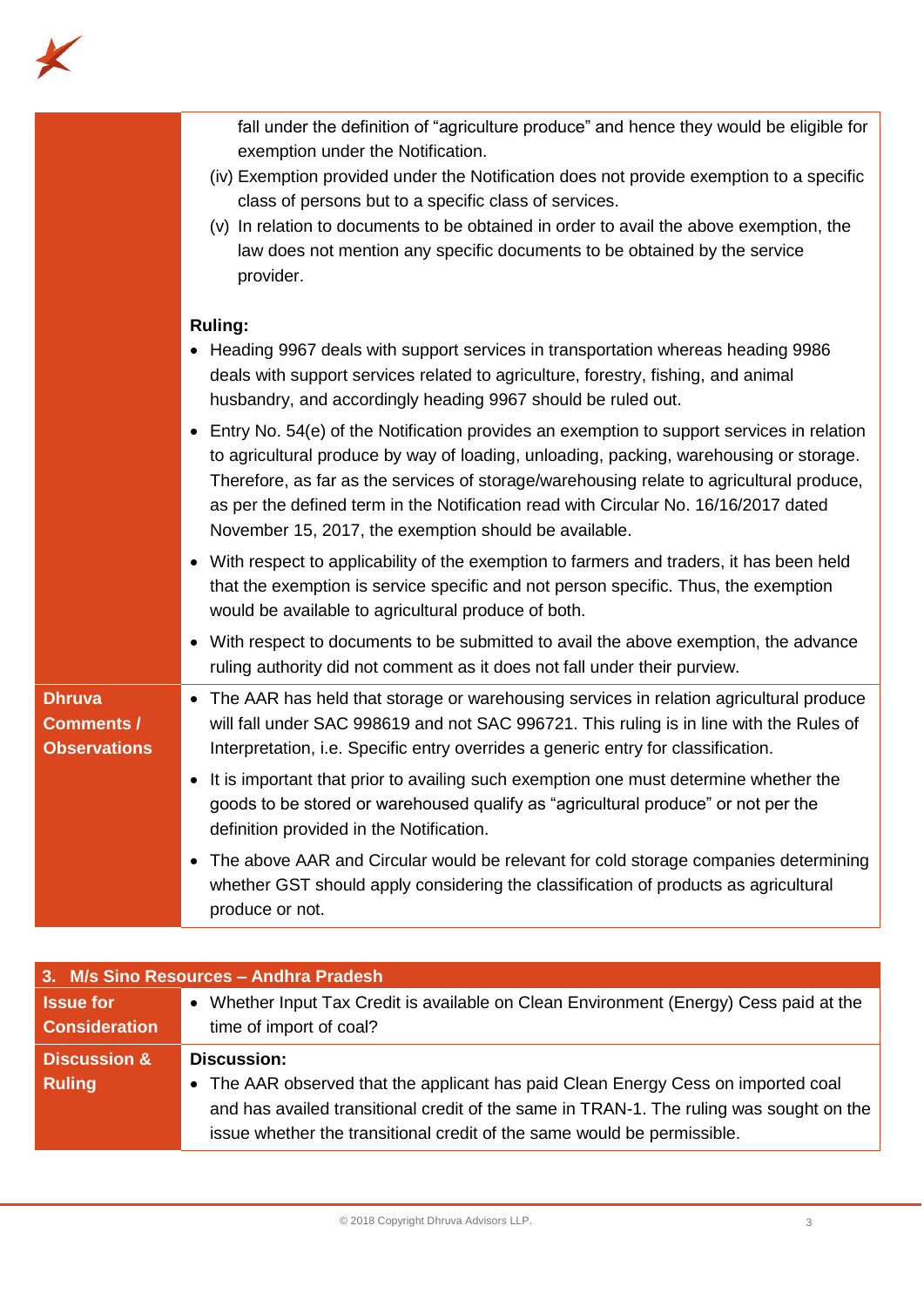| | |
|---|---|
| | fall under the definition of "agriculture produce" and hence they would be eligible for exemption under the Notification.<br>(iv) Exemption provided under the Notification does not provide exemption to a specific class of persons but to a specific class of services.<br>(v) In relation to documents to be obtained in order to avail the above exemption, the law does not mention any specific documents to be obtained by the service provider.<br><br>**Ruling:**<br>• Heading 9967 deals with support services in transportation whereas heading 9986 deals with support services related to agriculture, forestry, fishing, and animal husbandry, and accordingly heading 9967 should be ruled out.<br>• Entry No. 54(e) of the Notification provides an exemption to support services in relation to agricultural produce by way of loading, unloading, packing, warehousing or storage. Therefore, as far as the services of storage/warehousing relate to agricultural produce, as per the defined term in the Notification read with Circular No. 16/16/2017 dated November 15, 2017, the exemption should be available.<br>• With respect to applicability of the exemption to farmers and traders, it has been held that the exemption is service specific and not person specific. Thus, the exemption would be available to agricultural produce of both.<br>• With respect to documents to be submitted to avail the above exemption, the advance ruling authority did not comment as it does not fall under their purview. |
| **Dhruva Comments / Observations** | • The AAR has held that storage or warehousing services in relation agricultural produce will fall under SAC 998619 and not SAC 996721. This ruling is in line with the Rules of Interpretation, i.e. Specific entry overrides a generic entry for classification.<br>• It is important that prior to availing such exemption one must determine whether the goods to be stored or warehoused qualify as "agricultural produce" or not per the definition provided in the Notification.<br>• The above AAR and Circular would be relevant for cold storage companies determining whether GST should apply considering the classification of products as agricultural produce or not. |

| **3. M/s Sino Resources – Andhra Pradesh** | |
|---|---|
| **Issue for Consideration** | • Whether Input Tax Credit is available on Clean Environment (Energy) Cess paid at the time of import of coal? |
| **Discussion & Ruling** | **Discussion:**<br>• The AAR observed that the applicant has paid Clean Energy Cess on imported coal and has availed transitional credit of the same in TRAN-1. The ruling was sought on the issue whether the transitional credit of the same would be permissible. |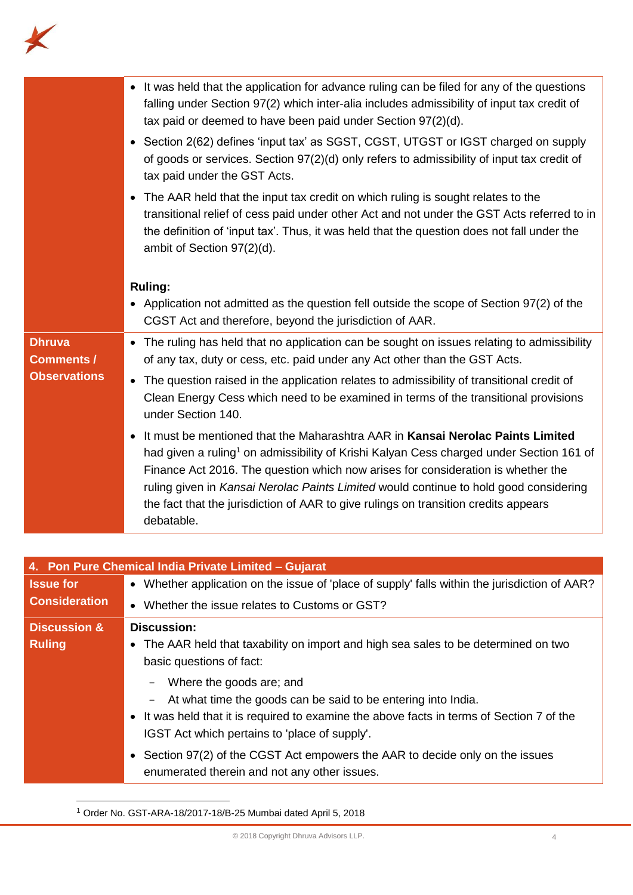| | |
|---|---|
| | • It was held that the application for advance ruling can be filed for any of the questions falling under Section 97(2) which inter-alia includes admissibility of input tax credit of tax paid or deemed to have been paid under Section 97(2)(d).<br>• Section 2(62) defines 'input tax' as SGST, CGST, UTGST or IGST charged on supply of goods or services. Section 97(2)(d) only refers to admissibility of input tax credit of tax paid under the GST Acts.<br>• The AAR held that the input tax credit on which ruling is sought relates to the transitional relief of cess paid under other Act and not under the GST Acts referred to in the definition of 'input tax'. Thus, it was held that the question does not fall under the ambit of Section 97(2)(d).<br><br>**Ruling:**<br>• Application not admitted as the question fell outside the scope of Section 97(2) of the CGST Act and therefore, beyond the jurisdiction of AAR. |
| **Dhruva Comments / Observations** | • The ruling has held that no application can be sought on issues relating to admissibility of any tax, duty or cess, etc. paid under any Act other than the GST Acts.<br>• The question raised in the application relates to admissibility of transitional credit of Clean Energy Cess which need to be examined in terms of the transitional provisions under Section 140.<br>• It must be mentioned that the Maharashtra AAR in **Kansai Nerolac Paints Limited** had given a ruling[1] on admissibility of Krishi Kalyan Cess charged under Section 161 of Finance Act 2016. The question which now arises for consideration is whether the ruling given in *Kansai Nerolac Paints Limited* would continue to hold good considering the fact that the jurisdiction of AAR to give rulings on transition credits appears debatable. |

| **4. Pon Pure Chemical India Private Limited – Gujarat** | |
|---|---|
| **Issue for Consideration** | • Whether application on the issue of 'place of supply' falls within the jurisdiction of AAR?<br>• Whether the issue relates to Customs or GST? |
| **Discussion & Ruling** | **Discussion:**<br>• The AAR held that taxability on import and high sea sales to be determined on two basic questions of fact:<br>  – Where the goods are; and<br>  – At what time the goods can be said to be entering into India.<br>• It was held that it is required to examine the above facts in terms of Section 7 of the IGST Act which pertains to 'place of supply'.<br>• Section 97(2) of the CGST Act empowers the AAR to decide only on the issues enumerated therein and not any other issues. |

[1] Order No. GST-ARA-18/2017-18/B-25 Mumbai dated April 5, 2018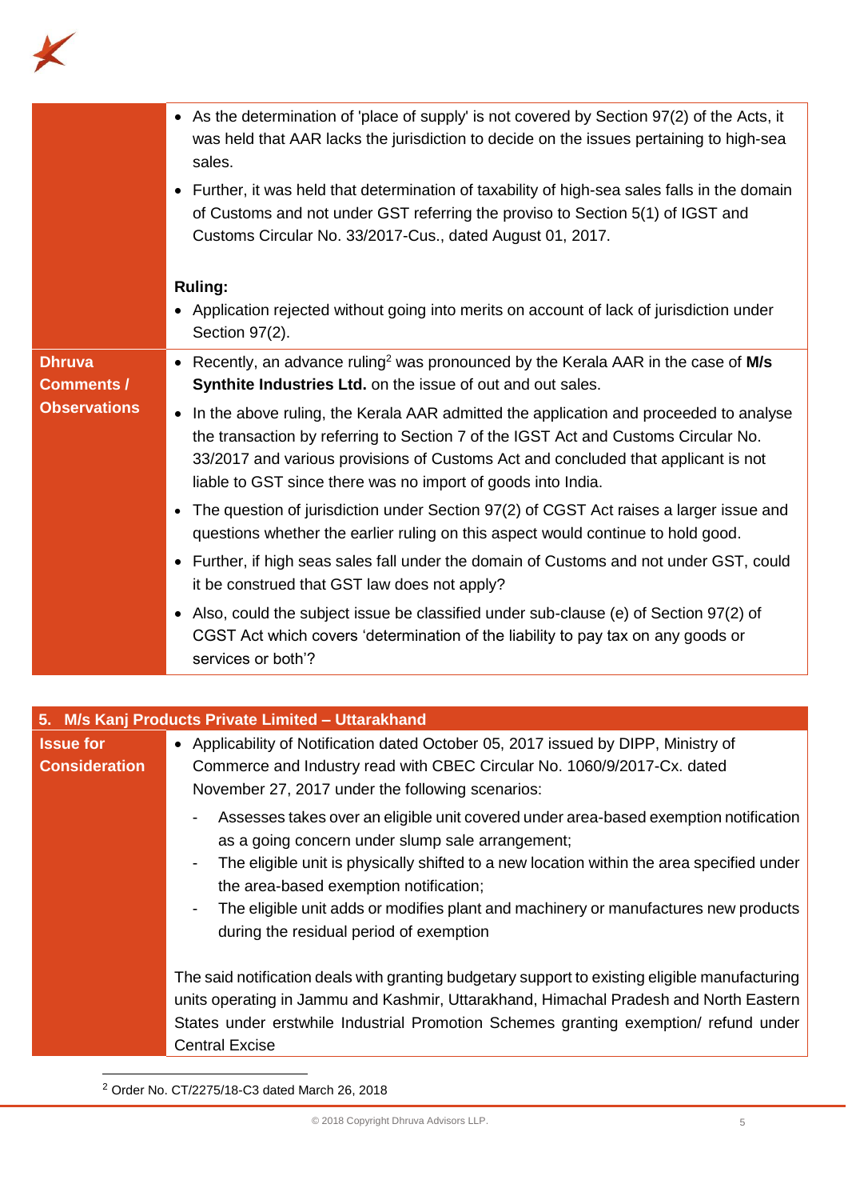| | |
|---|---|
| | • As the determination of 'place of supply' is not covered by Section 97(2) of the Acts, it was held that AAR lacks the jurisdiction to decide on the issues pertaining to high-sea sales.<br>• Further, it was held that determination of taxability of high-sea sales falls in the domain of Customs and not under GST referring the proviso to Section 5(1) of IGST and Customs Circular No. 33/2017-Cus., dated August 01, 2017.<br><br>**Ruling:**<br>• Application rejected without going into merits on account of lack of jurisdiction under Section 97(2). |
| **Dhruva Comments / Observations** | • Recently, an advance ruling[2] was pronounced by the Kerala AAR in the case of **M/s Synthite Industries Ltd.** on the issue of out and out sales.<br>• In the above ruling, the Kerala AAR admitted the application and proceeded to analyse the transaction by referring to Section 7 of the IGST Act and Customs Circular No. 33/2017 and various provisions of Customs Act and concluded that applicant is not liable to GST since there was no import of goods into India.<br>• The question of jurisdiction under Section 97(2) of CGST Act raises a larger issue and questions whether the earlier ruling on this aspect would continue to hold good.<br>• Further, if high seas sales fall under the domain of Customs and not under GST, could it be construed that GST law does not apply?<br>• Also, could the subject issue be classified under sub-clause (e) of Section 97(2) of CGST Act which covers 'determination of the liability to pay tax on any goods or services or both'? |

| **5. M/s Kanj Products Private Limited – Uttarakhand** | |
|---|---|
| **Issue for Consideration** | • Applicability of Notification dated October 05, 2017 issued by DIPP, Ministry of Commerce and Industry read with CBEC Circular No. 1060/9/2017-Cx. dated November 27, 2017 under the following scenarios:<br>- Assesses takes over an eligible unit covered under area-based exemption notification as a going concern under slump sale arrangement;<br>- The eligible unit is physically shifted to a new location within the area specified under the area-based exemption notification;<br>- The eligible unit adds or modifies plant and machinery or manufactures new products during the residual period of exemption<br><br>The said notification deals with granting budgetary support to existing eligible manufacturing units operating in Jammu and Kashmir, Uttarakhand, Himachal Pradesh and North Eastern States under erstwhile Industrial Promotion Schemes granting exemption/ refund under Central Excise |

[2] Order No. CT/2275/18-C3 dated March 26, 2018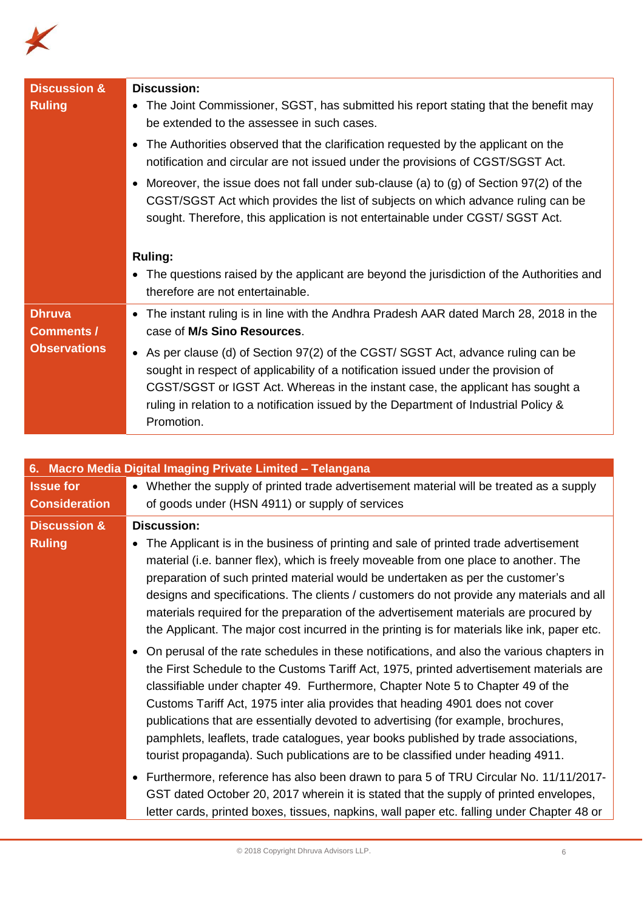| | |
|---|---|
| **Discussion & Ruling** | **Discussion:**<br>• The Joint Commissioner, SGST, has submitted his report stating that the benefit may be extended to the assessee in such cases.<br>• The Authorities observed that the clarification requested by the applicant on the notification and circular are not issued under the provisions of CGST/SGST Act.<br>• Moreover, the issue does not fall under sub-clause (a) to (g) of Section 97(2) of the CGST/SGST Act which provides the list of subjects on which advance ruling can be sought. Therefore, this application is not entertainable under CGST/ SGST Act.<br><br>**Ruling:**<br>• The questions raised by the applicant are beyond the jurisdiction of the Authorities and therefore are not entertainable. |
| **Dhruva Comments / Observations** | • The instant ruling is in line with the Andhra Pradesh AAR dated March 28, 2018 in the case of **M/s Sino Resources**.<br>• As per clause (d) of Section 97(2) of the CGST/ SGST Act, advance ruling can be sought in respect of applicability of a notification issued under the provision of CGST/SGST or IGST Act. Whereas in the instant case, the applicant has sought a ruling in relation to a notification issued by the Department of Industrial Policy & Promotion. |

| 6. Macro Media Digital Imaging Private Limited – Telangana | |
|---|---|
| **Issue for Consideration** | • Whether the supply of printed trade advertisement material will be treated as a supply of goods under (HSN 4911) or supply of services |
| **Discussion & Ruling** | **Discussion:**<br>• The Applicant is in the business of printing and sale of printed trade advertisement material (i.e. banner flex), which is freely moveable from one place to another. The preparation of such printed material would be undertaken as per the customer's designs and specifications. The clients / customers do not provide any materials and all materials required for the preparation of the advertisement materials are procured by the Applicant. The major cost incurred in the printing is for materials like ink, paper etc.<br>• On perusal of the rate schedules in these notifications, and also the various chapters in the First Schedule to the Customs Tariff Act, 1975, printed advertisement materials are classifiable under chapter 49. Furthermore, Chapter Note 5 to Chapter 49 of the Customs Tariff Act, 1975 inter alia provides that heading 4901 does not cover publications that are essentially devoted to advertising (for example, brochures, pamphlets, leaflets, trade catalogues, year books published by trade associations, tourist propaganda). Such publications are to be classified under heading 4911.<br>• Furthermore, reference has also been drawn to para 5 of TRU Circular No. 11/11/2017-GST dated October 20, 2017 wherein it is stated that the supply of printed envelopes, letter cards, printed boxes, tissues, napkins, wall paper etc. falling under Chapter 48 or |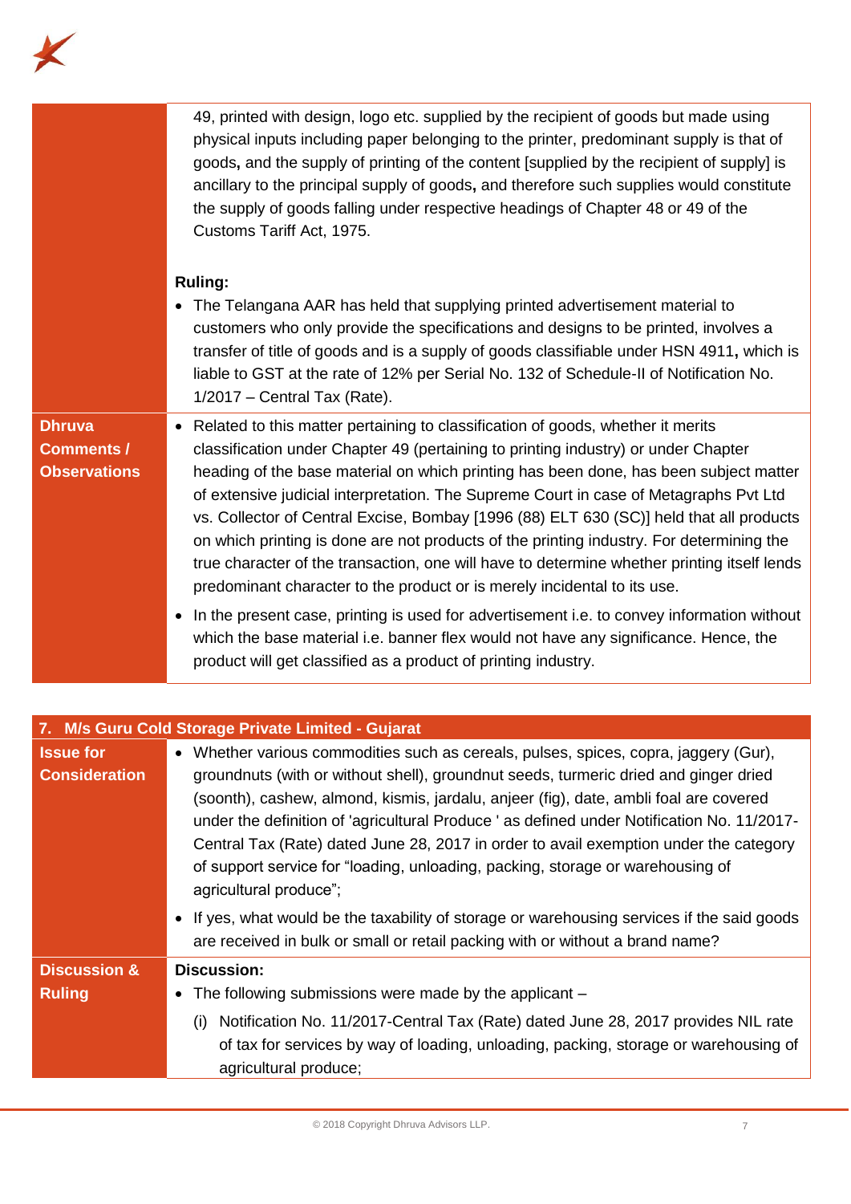| | |
|---|---|
| | 49, printed with design, logo etc. supplied by the recipient of goods but made using physical inputs including paper belonging to the printer, predominant supply is that of goods**,** and the supply of printing of the content [supplied by the recipient of supply] is ancillary to the principal supply of goods**,** and therefore such supplies would constitute the supply of goods falling under respective headings of Chapter 48 or 49 of the Customs Tariff Act, 1975.<br><br>**Ruling:**<br>• The Telangana AAR has held that supplying printed advertisement material to customers who only provide the specifications and designs to be printed, involves a transfer of title of goods and is a supply of goods classifiable under HSN 4911**,** which is liable to GST at the rate of 12% per Serial No. 132 of Schedule-II of Notification No. 1/2017 – Central Tax (Rate). |
| **Dhruva Comments / Observations** | • Related to this matter pertaining to classification of goods, whether it merits classification under Chapter 49 (pertaining to printing industry) or under Chapter heading of the base material on which printing has been done, has been subject matter of extensive judicial interpretation. The Supreme Court in case of Metagraphs Pvt Ltd vs. Collector of Central Excise, Bombay [1996 (88) ELT 630 (SC)] held that all products on which printing is done are not products of the printing industry. For determining the true character of the transaction, one will have to determine whether printing itself lends predominant character to the product or is merely incidental to its use.<br>• In the present case, printing is used for advertisement i.e. to convey information without which the base material i.e. banner flex would not have any significance. Hence, the product will get classified as a product of printing industry. |

| **7. M/s Guru Cold Storage Private Limited - Gujarat** | |
|---|---|
| **Issue for Consideration** | • Whether various commodities such as cereals, pulses, spices, copra, jaggery (Gur), groundnuts (with or without shell), groundnut seeds, turmeric dried and ginger dried (soonth), cashew, almond, kismis, jardalu, anjeer (fig), date, ambli foal are covered under the definition of 'agricultural Produce ' as defined under Notification No. 11/2017-Central Tax (Rate) dated June 28, 2017 in order to avail exemption under the category of support service for "loading, unloading, packing, storage or warehousing of agricultural produce";<br>• If yes, what would be the taxability of storage or warehousing services if the said goods are received in bulk or small or retail packing with or without a brand name? |
| **Discussion & Ruling** | **Discussion:**<br>• The following submissions were made by the applicant –<br>(i) Notification No. 11/2017-Central Tax (Rate) dated June 28, 2017 provides NIL rate of tax for services by way of loading, unloading, packing, storage or warehousing of agricultural produce; |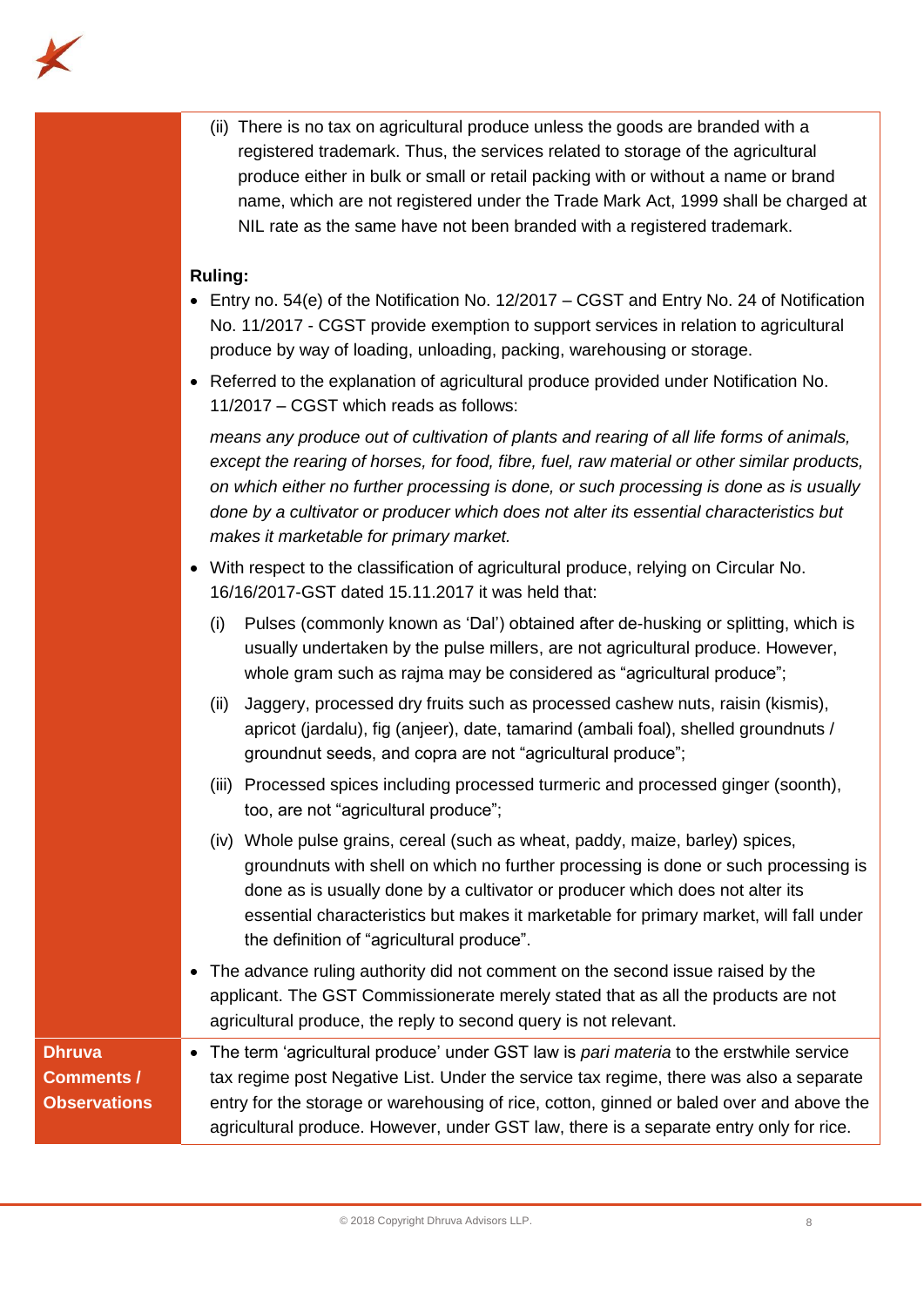| | |
|---|---|
| | (ii) There is no tax on agricultural produce unless the goods are branded with a registered trademark. Thus, the services related to storage of the agricultural produce either in bulk or small or retail packing with or without a name or brand name, which are not registered under the Trade Mark Act, 1999 shall be charged at NIL rate as the same have not been branded with a registered trademark.<br><br>**Ruling:**<br>• Entry no. 54(e) of the Notification No. 12/2017 – CGST and Entry No. 24 of Notification No. 11/2017 - CGST provide exemption to support services in relation to agricultural produce by way of loading, unloading, packing, warehousing or storage.<br>• Referred to the explanation of agricultural produce provided under Notification No. 11/2017 – CGST which reads as follows:<br>*means any produce out of cultivation of plants and rearing of all life forms of animals, except the rearing of horses, for food, fibre, fuel, raw material or other similar products, on which either no further processing is done, or such processing is done as is usually done by a cultivator or producer which does not alter its essential characteristics but makes it marketable for primary market.*<br>• With respect to the classification of agricultural produce, relying on Circular No. 16/16/2017-GST dated 15.11.2017 it was held that:<br>(i) Pulses (commonly known as 'Dal') obtained after de-husking or splitting, which is usually undertaken by the pulse millers, are not agricultural produce. However, whole gram such as rajma may be considered as "agricultural produce";<br>(ii) Jaggery, processed dry fruits such as processed cashew nuts, raisin (kismis), apricot (jardalu), fig (anjeer), date, tamarind (ambali foal), shelled groundnuts / groundnut seeds, and copra are not "agricultural produce";<br>(iii) Processed spices including processed turmeric and processed ginger (soonth), too, are not "agricultural produce";<br>(iv) Whole pulse grains, cereal (such as wheat, paddy, maize, barley) spices, groundnuts with shell on which no further processing is done or such processing is done as is usually done by a cultivator or producer which does not alter its essential characteristics but makes it marketable for primary market, will fall under the definition of "agricultural produce".<br>• The advance ruling authority did not comment on the second issue raised by the applicant. The GST Commissionerate merely stated that as all the products are not agricultural produce, the reply to second query is not relevant. |
| **Dhruva Comments / Observations** | • The term 'agricultural produce' under GST law is *pari materia* to the erstwhile service tax regime post Negative List. Under the service tax regime, there was also a separate entry for the storage or warehousing of rice, cotton, ginned or baled over and above the agricultural produce. However, under GST law, there is a separate entry only for rice. |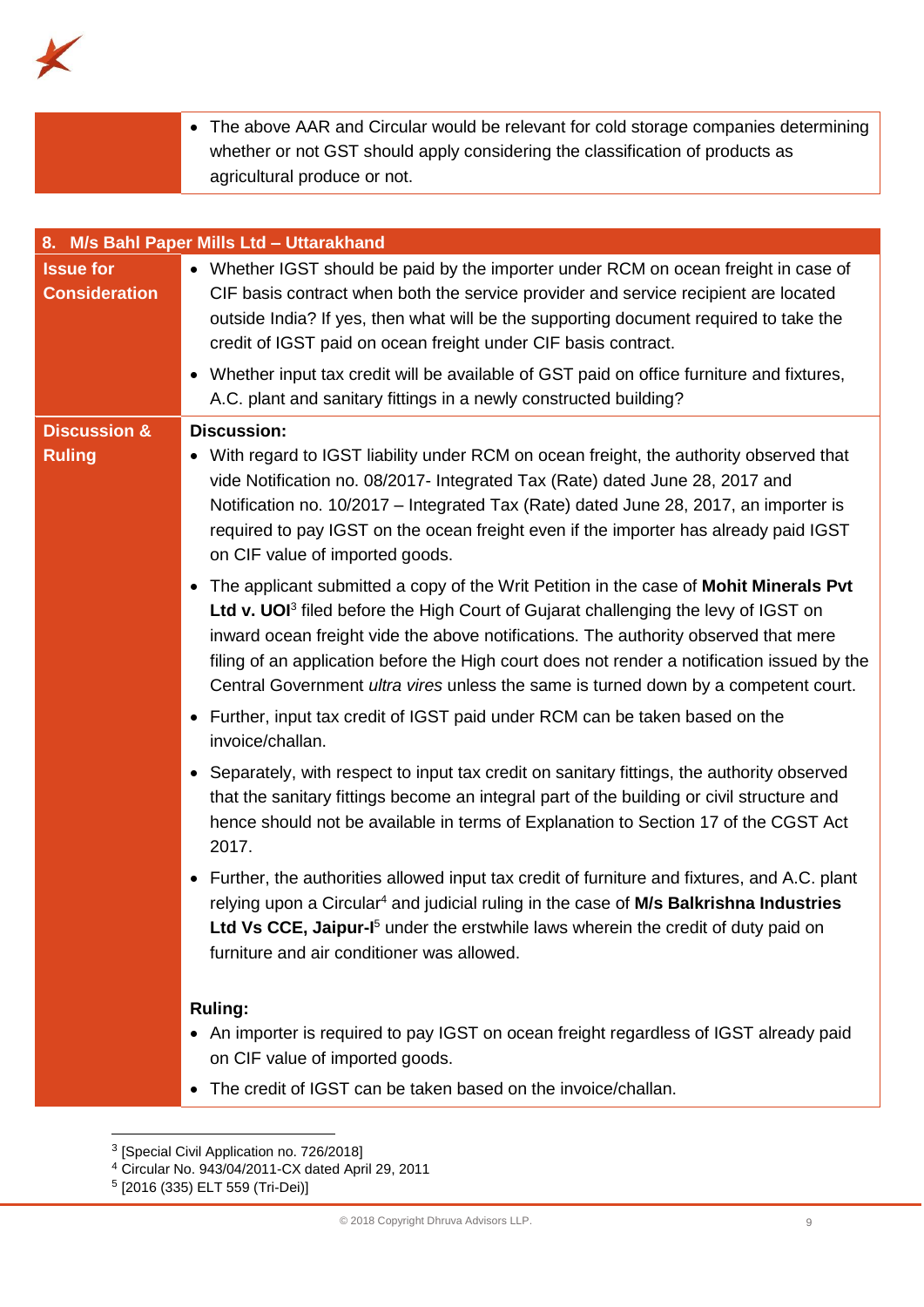| | |
|---|---|
| | • The above AAR and Circular would be relevant for cold storage companies determining whether or not GST should apply considering the classification of products as agricultural produce or not. |

| 8. M/s Bahl Paper Mills Ltd – Uttarakhand | |
|---|---|
| **Issue for Consideration** | • Whether IGST should be paid by the importer under RCM on ocean freight in case of CIF basis contract when both the service provider and service recipient are located outside India? If yes, then what will be the supporting document required to take the credit of IGST paid on ocean freight under CIF basis contract.<br>• Whether input tax credit will be available of GST paid on office furniture and fixtures, A.C. plant and sanitary fittings in a newly constructed building? |
| **Discussion & Ruling** | **Discussion:**<br>• With regard to IGST liability under RCM on ocean freight, the authority observed that vide Notification no. 08/2017- Integrated Tax (Rate) dated June 28, 2017 and Notification no. 10/2017 – Integrated Tax (Rate) dated June 28, 2017, an importer is required to pay IGST on the ocean freight even if the importer has already paid IGST on CIF value of imported goods.<br>• The applicant submitted a copy of the Writ Petition in the case of **Mohit Minerals Pvt Ltd v. UOI**[3] filed before the High Court of Gujarat challenging the levy of IGST on inward ocean freight vide the above notifications. The authority observed that mere filing of an application before the High court does not render a notification issued by the Central Government *ultra vires* unless the same is turned down by a competent court.<br>• Further, input tax credit of IGST paid under RCM can be taken based on the invoice/challan.<br>• Separately, with respect to input tax credit on sanitary fittings, the authority observed that the sanitary fittings become an integral part of the building or civil structure and hence should not be available in terms of Explanation to Section 17 of the CGST Act 2017.<br>• Further, the authorities allowed input tax credit of furniture and fixtures, and A.C. plant relying upon a Circular[4] and judicial ruling in the case of **M/s Balkrishna Industries Ltd Vs CCE, Jaipur-I**[5] under the erstwhile laws wherein the credit of duty paid on furniture and air conditioner was allowed.<br><br>**Ruling:**<br>• An importer is required to pay IGST on ocean freight regardless of IGST already paid on CIF value of imported goods.<br>• The credit of IGST can be taken based on the invoice/challan. |

[3] [Special Civil Application no. 726/2018]

[4] Circular No. 943/04/2011-CX dated April 29, 2011

[5] [2016 (335) ELT 559 (Tri-Dei)]

© 2018 Copyright Dhruva Advisors LLP.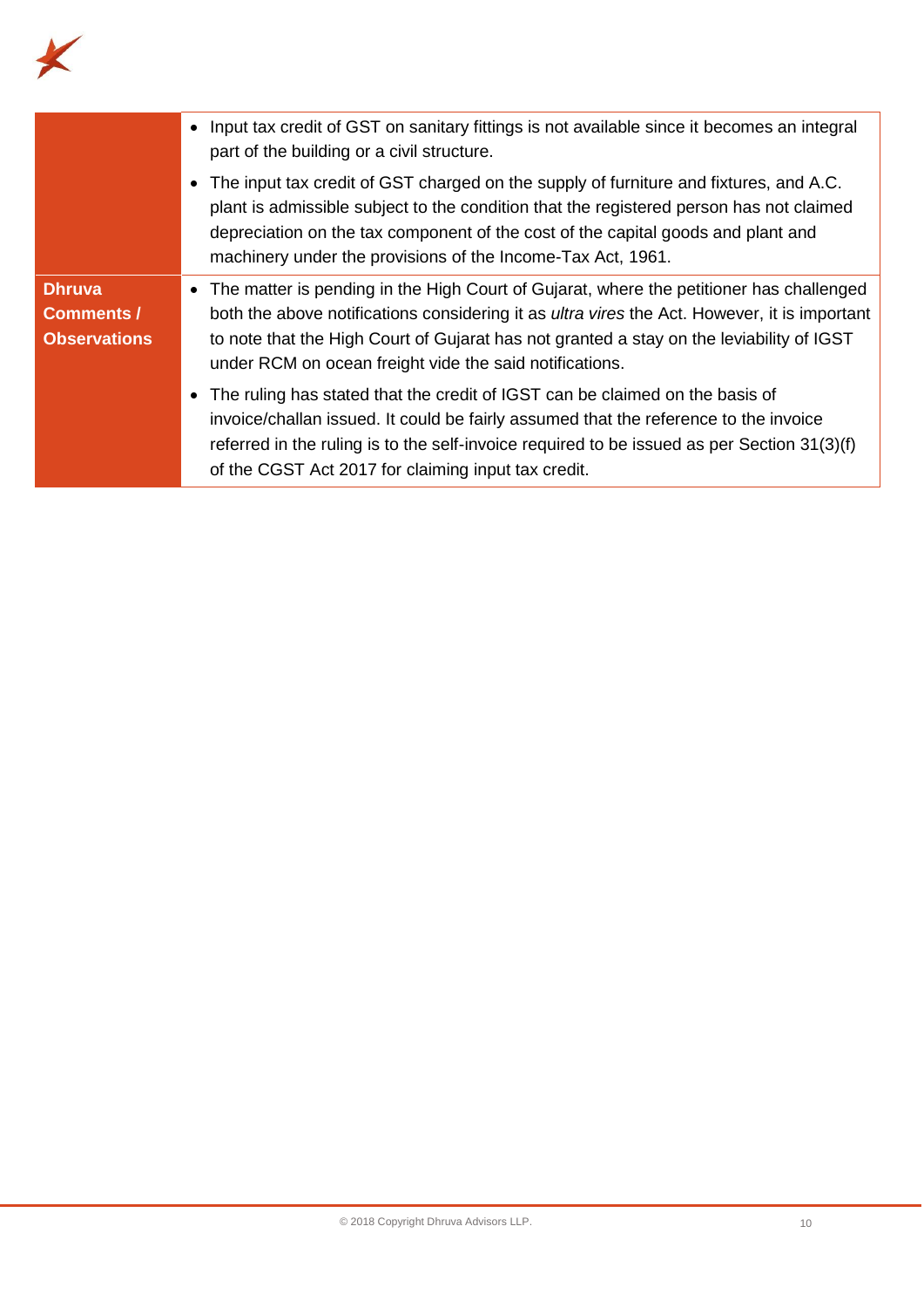| | |
|---|---|
| | • Input tax credit of GST on sanitary fittings is not available since it becomes an integral part of the building or a civil structure.<br>• The input tax credit of GST charged on the supply of furniture and fixtures, and A.C. plant is admissible subject to the condition that the registered person has not claimed depreciation on the tax component of the cost of the capital goods and plant and machinery under the provisions of the Income-Tax Act, 1961. |
| **Dhruva Comments / Observations** | • The matter is pending in the High Court of Gujarat, where the petitioner has challenged both the above notifications considering it as *ultra vires* the Act. However, it is important to note that the High Court of Gujarat has not granted a stay on the leviability of IGST under RCM on ocean freight vide the said notifications.<br>• The ruling has stated that the credit of IGST can be claimed on the basis of invoice/challan issued. It could be fairly assumed that the reference to the invoice referred in the ruling is to the self-invoice required to be issued as per Section 31(3)(f) of the CGST Act 2017 for claiming input tax credit. |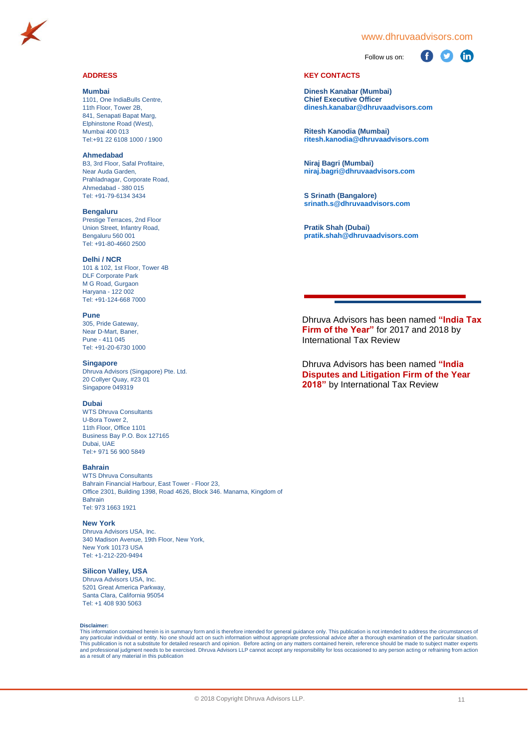www.dhruvaadvisors.com

Follow us on:

## ADDRESS

**Mumbai**
1101, One IndiaBulls Centre,
11th Floor, Tower 2B,
841, Senapati Bapat Marg,
Elphinstone Road (West),
Mumbai 400 013
Tel:+91 22 6108 1000 / 1900

**Ahmedabad**
B3, 3rd Floor, Safal Profitaire,
Near Auda Garden,
Prahladnagar, Corporate Road,
Ahmedabad - 380 015
Tel: +91-79-6134 3434

**Bengaluru**
Prestige Terraces, 2nd Floor
Union Street, Infantry Road,
Bengaluru 560 001
Tel: +91-80-4660 2500

**Delhi / NCR**
101 & 102, 1st Floor, Tower 4B
DLF Corporate Park
M G Road, Gurgaon
Haryana - 122 002
Tel: +91-124-668 7000

**Pune**
305, Pride Gateway,
Near D-Mart, Baner,
Pune - 411 045
Tel: +91-20-6730 1000

**Singapore**
Dhruva Advisors (Singapore) Pte. Ltd.
20 Collyer Quay, #23 01
Singapore 049319

**Dubai**
WTS Dhruva Consultants
U-Bora Tower 2,
11th Floor, Office 1101
Business Bay P.O. Box 127165
Dubai, UAE
Tel:+ 971 56 900 5849

**Bahrain**
WTS Dhruva Consultants
Bahrain Financial Harbour, East Tower - Floor 23,
Office 2301, Building 1398, Road 4626, Block 346. Manama, Kingdom of Bahrain
Tel: 973 1663 1921

**New York**
Dhruva Advisors USA, Inc.
340 Madison Avenue, 19th Floor, New York,
New York 10173 USA
Tel: +1-212-220-9494

**Silicon Valley, USA**
Dhruva Advisors USA, Inc.
5201 Great America Parkway,
Santa Clara, California 95054
Tel: +1 408 930 5063

## KEY CONTACTS

**Dinesh Kanabar (Mumbai)**
**Chief Executive Officer**
**dinesh.kanabar@dhruvaadvisors.com**

**Ritesh Kanodia (Mumbai)**
**ritesh.kanodia@dhruvaadvisors.com**

**Niraj Bagri (Mumbai)**
**niraj.bagri@dhruvaadvisors.com**

**S Srinath (Bangalore)**
**srinath.s@dhruvaadvisors.com**

**Pratik Shah (Dubai)**
**pratik.shah@dhruvaadvisors.com**

Dhruva Advisors has been named **"India Tax Firm of the Year"** for 2017 and 2018 by International Tax Review

Dhruva Advisors has been named **"India Disputes and Litigation Firm of the Year 2018"** by International Tax Review

**Disclaimer:**
This information contained herein is in summary form and is therefore intended for general guidance only. This publication is not intended to address the circumstances of any particular individual or entity. No one should act on such information without appropriate professional advice after a thorough examination of the particular situation. This publication is not a substitute for detailed research and opinion. Before acting on any matters contained herein, reference should be made to subject matter experts and professional judgment needs to be exercised. Dhruva Advisors LLP cannot accept any responsibility for loss occasioned to any person acting or refraining from action as a result of any material in this publication

© 2018 Copyright Dhruva Advisors LLP.